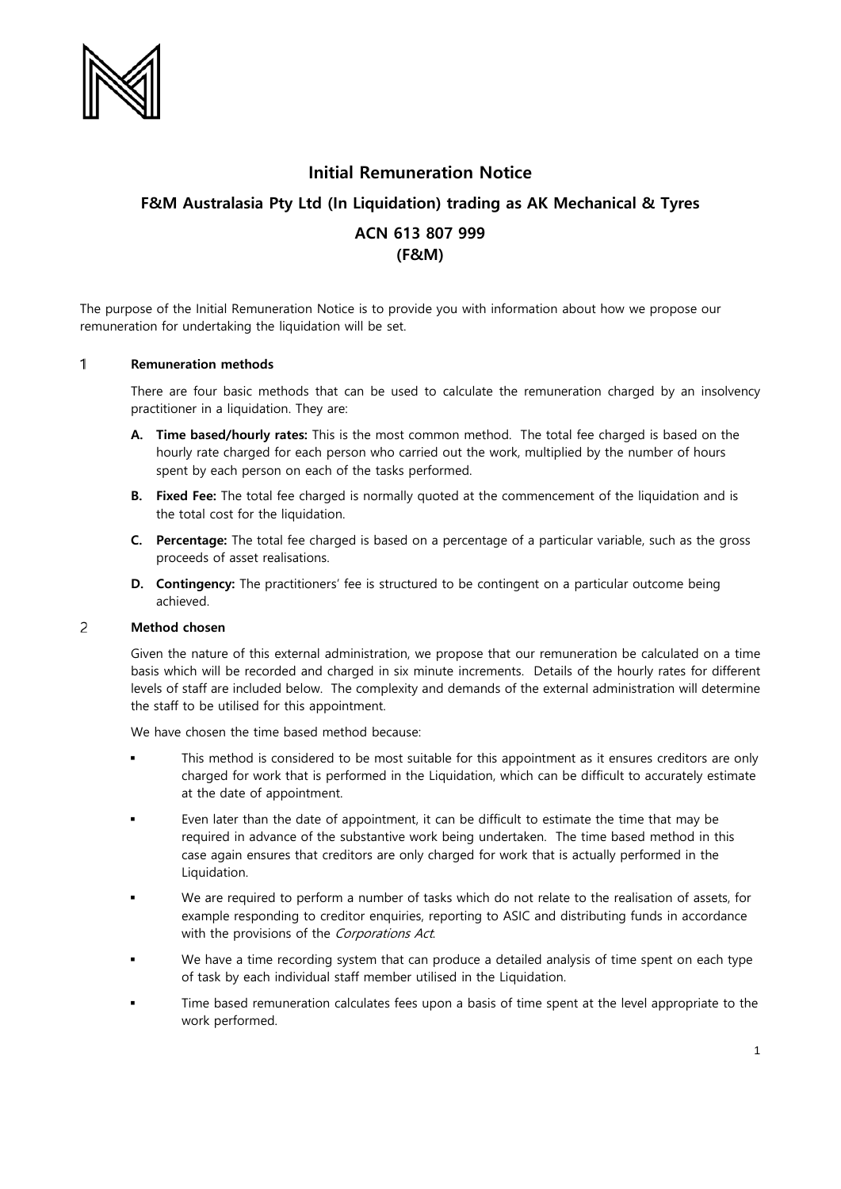# Initial Remuneration Notice

## F&M Australasia Pty Ltd (In Liquidation) trading as AK Mechanical & Tyres

## ACN 613 807 999
## (F&M)

The purpose of the Initial Remuneration Notice is to provide you with information about how we propose our remuneration for undertaking the liquidation will be set.

### 1 Remuneration methods

There are four basic methods that can be used to calculate the remuneration charged by an insolvency practitioner in a liquidation. They are:

**A. Time based/hourly rates:** This is the most common method. The total fee charged is based on the hourly rate charged for each person who carried out the work, multiplied by the number of hours spent by each person on each of the tasks performed.

**B. Fixed Fee:** The total fee charged is normally quoted at the commencement of the liquidation and is the total cost for the liquidation.

**C. Percentage:** The total fee charged is based on a percentage of a particular variable, such as the gross proceeds of asset realisations.

**D. Contingency:** The practitioners' fee is structured to be contingent on a particular outcome being achieved.

### 2 Method chosen

Given the nature of this external administration, we propose that our remuneration be calculated on a time basis which will be recorded and charged in six minute increments. Details of the hourly rates for different levels of staff are included below. The complexity and demands of the external administration will determine the staff to be utilised for this appointment.

We have chosen the time based method because:

- This method is considered to be most suitable for this appointment as it ensures creditors are only charged for work that is performed in the Liquidation, which can be difficult to accurately estimate at the date of appointment.
- Even later than the date of appointment, it can be difficult to estimate the time that may be required in advance of the substantive work being undertaken. The time based method in this case again ensures that creditors are only charged for work that is actually performed in the Liquidation.
- We are required to perform a number of tasks which do not relate to the realisation of assets, for example responding to creditor enquiries, reporting to ASIC and distributing funds in accordance with the provisions of the *Corporations Act*.
- We have a time recording system that can produce a detailed analysis of time spent on each type of task by each individual staff member utilised in the Liquidation.
- Time based remuneration calculates fees upon a basis of time spent at the level appropriate to the work performed.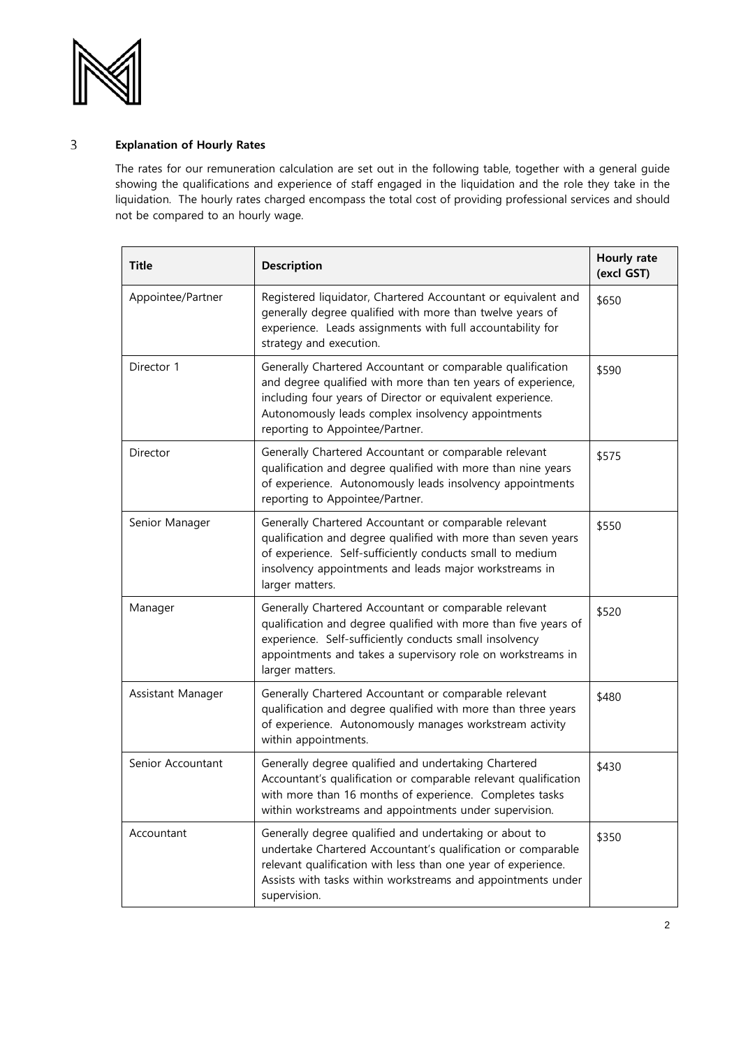## 3 Explanation of Hourly Rates

The rates for our remuneration calculation are set out in the following table, together with a general guide showing the qualifications and experience of staff engaged in the liquidation and the role they take in the liquidation. The hourly rates charged encompass the total cost of providing professional services and should not be compared to an hourly wage.

| Title | Description | Hourly rate (excl GST) |
|---|---|---|
| Appointee/Partner | Registered liquidator, Chartered Accountant or equivalent and generally degree qualified with more than twelve years of experience. Leads assignments with full accountability for strategy and execution. | \$650 |
| Director 1 | Generally Chartered Accountant or comparable qualification and degree qualified with more than ten years of experience, including four years of Director or equivalent experience. Autonomously leads complex insolvency appointments reporting to Appointee/Partner. | \$590 |
| Director | Generally Chartered Accountant or comparable relevant qualification and degree qualified with more than nine years of experience. Autonomously leads insolvency appointments reporting to Appointee/Partner. | \$575 |
| Senior Manager | Generally Chartered Accountant or comparable relevant qualification and degree qualified with more than seven years of experience. Self-sufficiently conducts small to medium insolvency appointments and leads major workstreams in larger matters. | \$550 |
| Manager | Generally Chartered Accountant or comparable relevant qualification and degree qualified with more than five years of experience. Self-sufficiently conducts small insolvency appointments and takes a supervisory role on workstreams in larger matters. | \$520 |
| Assistant Manager | Generally Chartered Accountant or comparable relevant qualification and degree qualified with more than three years of experience. Autonomously manages workstream activity within appointments. | \$480 |
| Senior Accountant | Generally degree qualified and undertaking Chartered Accountant's qualification or comparable relevant qualification with more than 16 months of experience. Completes tasks within workstreams and appointments under supervision. | \$430 |
| Accountant | Generally degree qualified and undertaking or about to undertake Chartered Accountant's qualification or comparable relevant qualification with less than one year of experience. Assists with tasks within workstreams and appointments under supervision. | \$350 |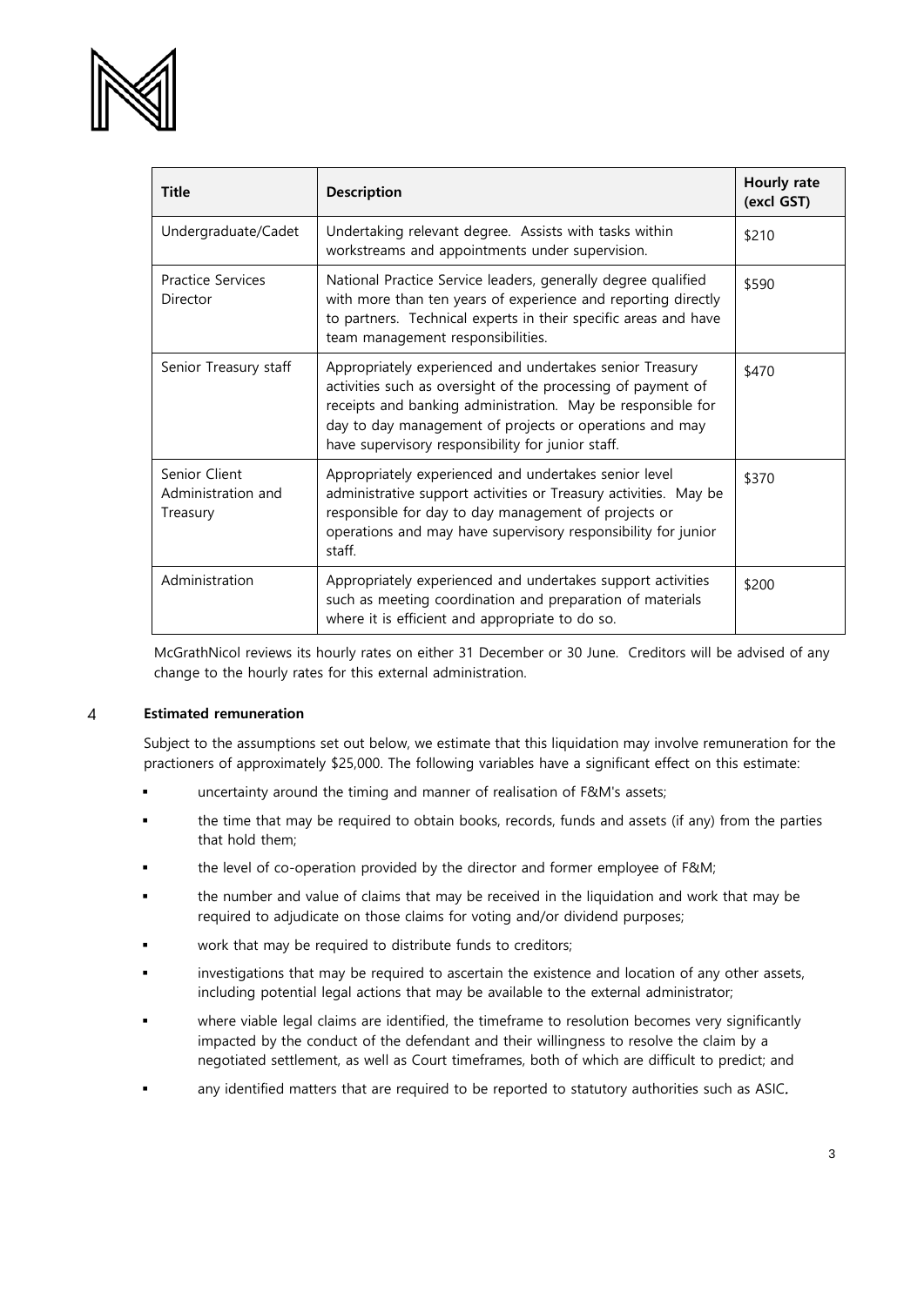| Title | Description | Hourly rate (excl GST) |
|---|---|---|
| Undergraduate/Cadet | Undertaking relevant degree. Assists with tasks within workstreams and appointments under supervision. | \$210 |
| Practice Services Director | National Practice Service leaders, generally degree qualified with more than ten years of experience and reporting directly to partners. Technical experts in their specific areas and have team management responsibilities. | \$590 |
| Senior Treasury staff | Appropriately experienced and undertakes senior Treasury activities such as oversight of the processing of payment of receipts and banking administration. May be responsible for day to day management of projects or operations and may have supervisory responsibility for junior staff. | \$470 |
| Senior Client Administration and Treasury | Appropriately experienced and undertakes senior level administrative support activities or Treasury activities. May be responsible for day to day management of projects or operations and may have supervisory responsibility for junior staff. | \$370 |
| Administration | Appropriately experienced and undertakes support activities such as meeting coordination and preparation of materials where it is efficient and appropriate to do so. | \$200 |

McGrathNicol reviews its hourly rates on either 31 December or 30 June. Creditors will be advised of any change to the hourly rates for this external administration.

## 4 Estimated remuneration

Subject to the assumptions set out below, we estimate that this liquidation may involve remuneration for the practioners of approximately \$25,000. The following variables have a significant effect on this estimate:

- uncertainty around the timing and manner of realisation of F&M's assets;
- the time that may be required to obtain books, records, funds and assets (if any) from the parties that hold them;
- the level of co-operation provided by the director and former employee of F&M;
- the number and value of claims that may be received in the liquidation and work that may be required to adjudicate on those claims for voting and/or dividend purposes;
- work that may be required to distribute funds to creditors;
- investigations that may be required to ascertain the existence and location of any other assets, including potential legal actions that may be available to the external administrator;
- where viable legal claims are identified, the timeframe to resolution becomes very significantly impacted by the conduct of the defendant and their willingness to resolve the claim by a negotiated settlement, as well as Court timeframes, both of which are difficult to predict; and
- any identified matters that are required to be reported to statutory authorities such as ASIC.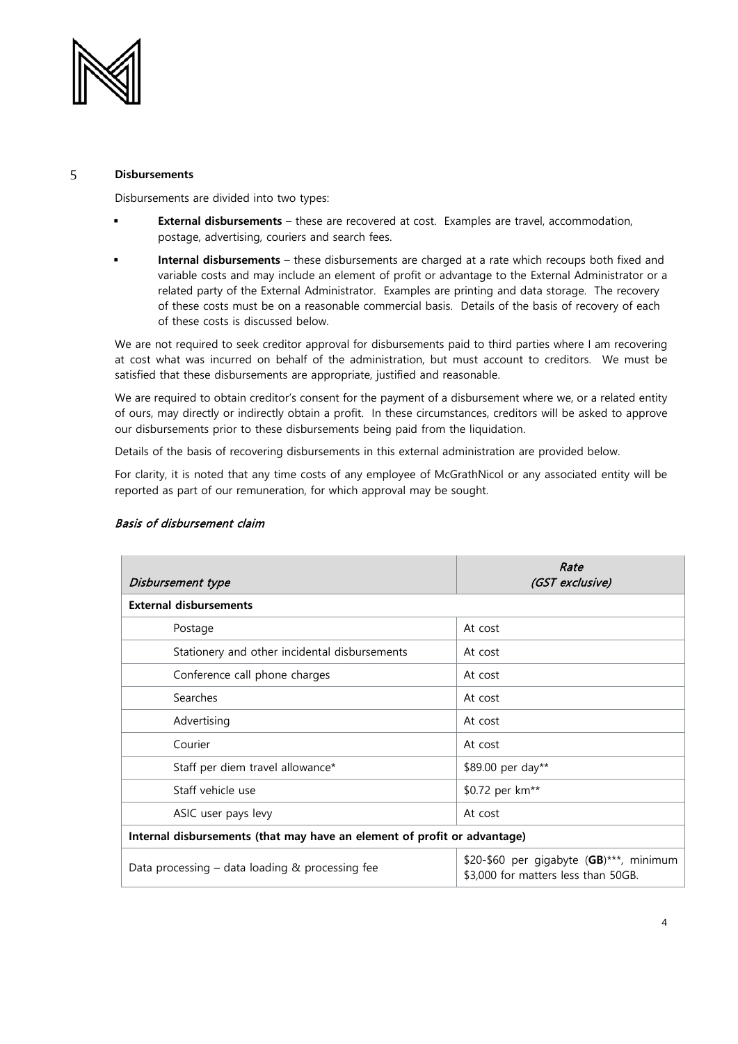## 5 Disbursements

Disbursements are divided into two types:

- **External disbursements** – these are recovered at cost. Examples are travel, accommodation, postage, advertising, couriers and search fees.
- **Internal disbursements** – these disbursements are charged at a rate which recoups both fixed and variable costs and may include an element of profit or advantage to the External Administrator or a related party of the External Administrator. Examples are printing and data storage. The recovery of these costs must be on a reasonable commercial basis. Details of the basis of recovery of each of these costs is discussed below.

We are not required to seek creditor approval for disbursements paid to third parties where I am recovering at cost what was incurred on behalf of the administration, but must account to creditors. We must be satisfied that these disbursements are appropriate, justified and reasonable.

We are required to obtain creditor's consent for the payment of a disbursement where we, or a related entity of ours, may directly or indirectly obtain a profit. In these circumstances, creditors will be asked to approve our disbursements prior to these disbursements being paid from the liquidation.

Details of the basis of recovering disbursements in this external administration are provided below.

For clarity, it is noted that any time costs of any employee of McGrathNicol or any associated entity will be reported as part of our remuneration, for which approval may be sought.

### *Basis of disbursement claim*

| *Disbursement type* | *Rate (GST exclusive)* |
|---|---|
| **External disbursements** | |
| Postage | At cost |
| Stationery and other incidental disbursements | At cost |
| Conference call phone charges | At cost |
| Searches | At cost |
| Advertising | At cost |
| Courier | At cost |
| Staff per diem travel allowance* | $89.00 per day** |
| Staff vehicle use | $0.72 per km** |
| ASIC user pays levy | At cost |
| **Internal disbursements (that may have an element of profit or advantage)** | |
| Data processing – data loading & processing fee | $20-$60 per gigabyte (**GB**)***, minimum $3,000 for matters less than 50GB. |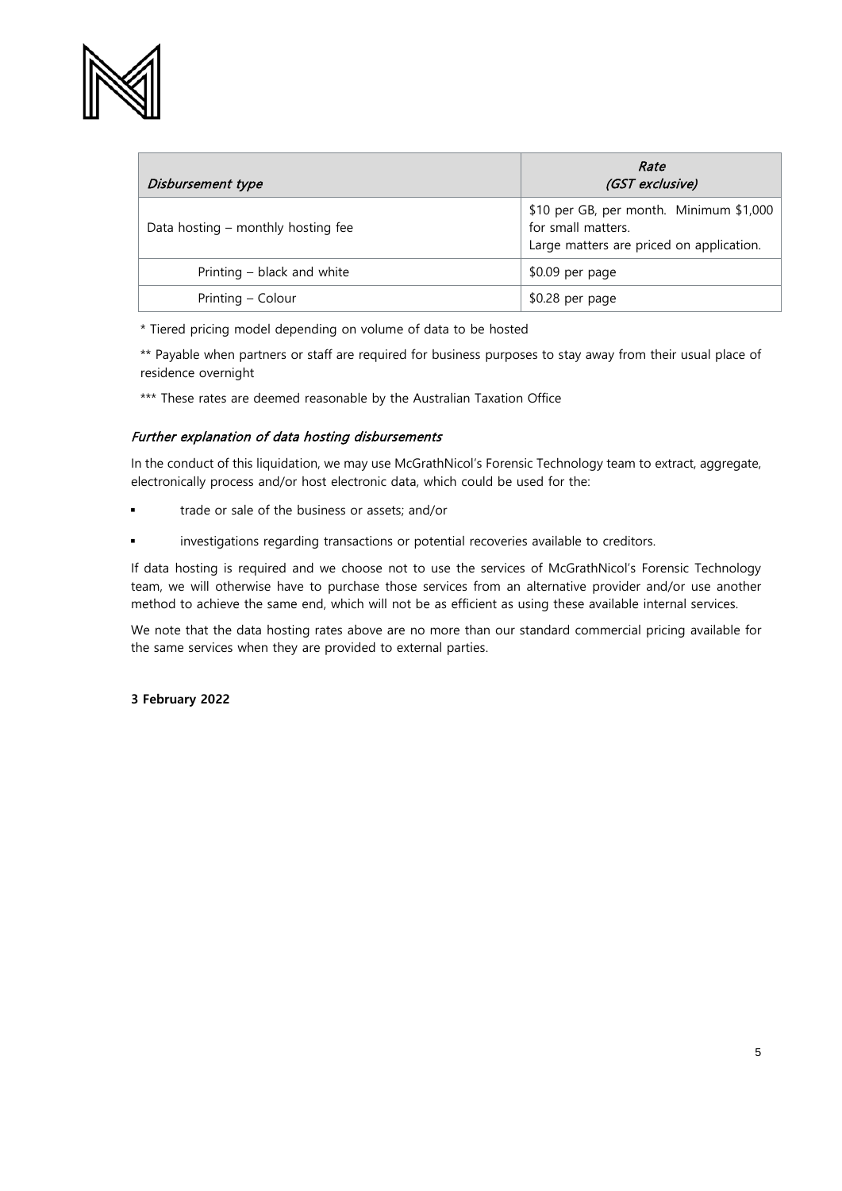| *Disburseme​nt type* | *Rate (GST exclusive)* |
| --- | --- |
| Data hosting – monthly hosting fee | $10 per GB, per month. Minimum $1,000 for small matters. Large matters are priced on application. |
| Printing – black and white | $0.09 per page |
| Printing – Colour | $0.28 per page |

* Tiered pricing model depending on volume of data to be hosted

** Payable when partners or staff are required for business purposes to stay away from their usual place of residence overnight

*** These rates are deemed reasonable by the Australian Taxation Office

### *Further explanation of data hosting disbursements*

In the conduct of this liquidation, we may use McGrathNicol's Forensic Technology team to extract, aggregate, electronically process and/or host electronic data, which could be used for the:

- trade or sale of the business or assets; and/or
- investigations regarding transactions or potential recoveries available to creditors.

If data hosting is required and we choose not to use the services of McGrathNicol's Forensic Technology team, we will otherwise have to purchase those services from an alternative provider and/or use another method to achieve the same end, which will not be as efficient as using these available internal services.

We note that the data hosting rates above are no more than our standard commercial pricing available for the same services when they are provided to external parties.

**3 February 2022**